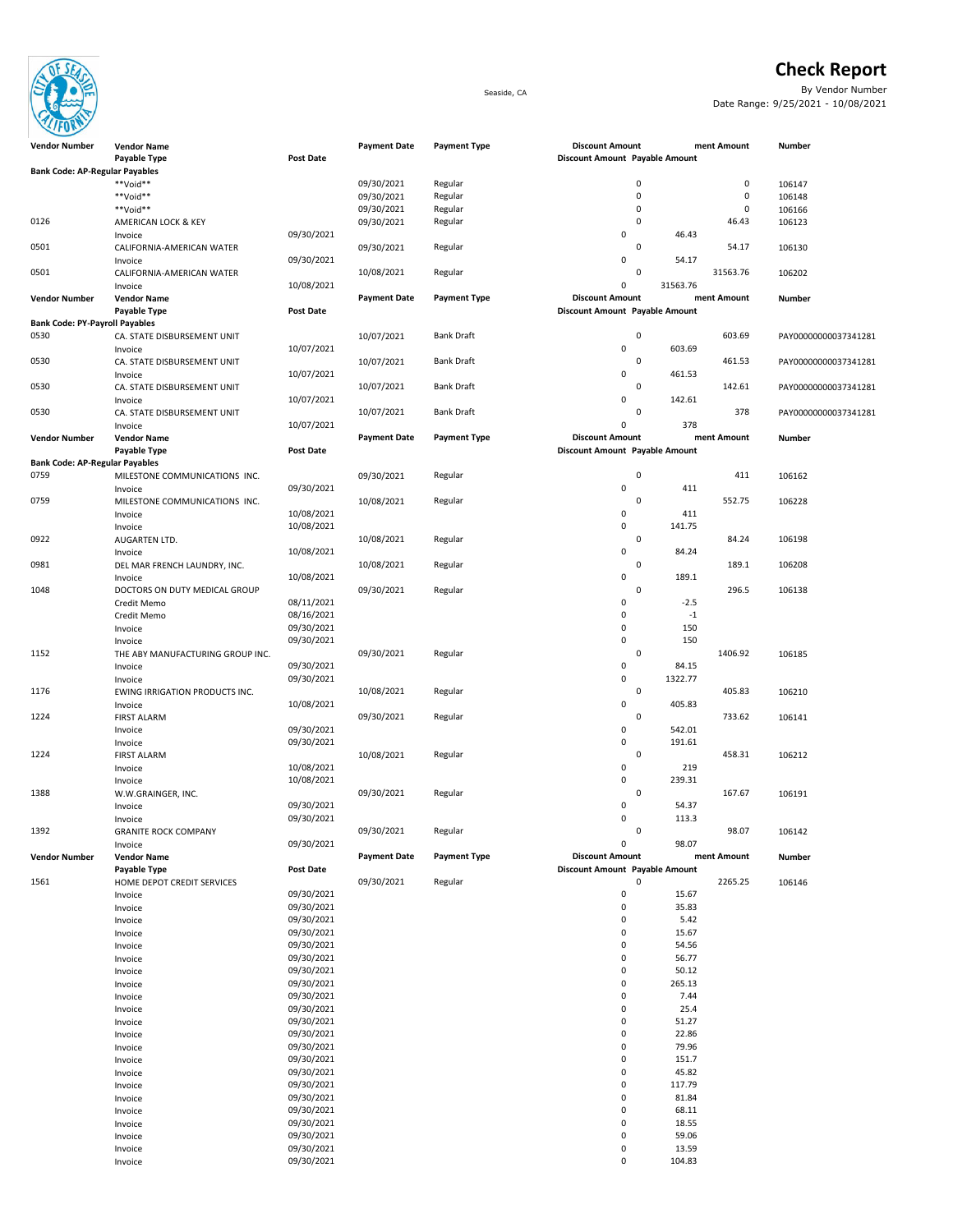# Check Report

Seaside, CA

By Vendor Number
Date Range: 9/25/2021 - 10/08/2021

| Vendor Number | Vendor Name / Payable Type | Post Date | Payment Date | Payment Type | Discount Amount | Payable Amount | Payment Amount | Number |
|---|---|---|---|---|---|---|---|---|
| **Bank Code: AP-Regular Payables** | | | | | | | | |
| | **Void** | | 09/30/2021 | Regular | 0 | | 0 | 106147 |
| | **Void** | | 09/30/2021 | Regular | 0 | | 0 | 106148 |
| | **Void** | | 09/30/2021 | Regular | 0 | | 0 | 106166 |
| 0126 | AMERICAN LOCK & KEY | | 09/30/2021 | Regular | 0 | | 46.43 | 106123 |
| | Invoice | 09/30/2021 | | | 0 | 46.43 | | |
| 0501 | CALIFORNIA-AMERICAN WATER | | 09/30/2021 | Regular | 0 | | 54.17 | 106130 |
| | Invoice | 09/30/2021 | | | 0 | 54.17 | | |
| 0501 | CALIFORNIA-AMERICAN WATER | | 10/08/2021 | Regular | 0 | | 31563.76 | 106202 |
| | Invoice | 10/08/2021 | | | 0 | 31563.76 | | |
| **Bank Code: PY-Payroll Payables** | | | | | | | | |
| 0530 | CA. STATE DISBURSEMENT UNIT | | 10/07/2021 | Bank Draft | 0 | | 603.69 | PAY00000000037341281 |
| | Invoice | 10/07/2021 | | | 0 | 603.69 | | |
| 0530 | CA. STATE DISBURSEMENT UNIT | | 10/07/2021 | Bank Draft | 0 | | 461.53 | PAY00000000037341281 |
| | Invoice | 10/07/2021 | | | 0 | 461.53 | | |
| 0530 | CA. STATE DISBURSEMENT UNIT | | 10/07/2021 | Bank Draft | 0 | | 142.61 | PAY00000000037341281 |
| | Invoice | 10/07/2021 | | | 0 | 142.61 | | |
| 0530 | CA. STATE DISBURSEMENT UNIT | | 10/07/2021 | Bank Draft | 0 | | 378 | PAY00000000037341281 |
| | Invoice | 10/07/2021 | | | 0 | 378 | | |
| **Bank Code: AP-Regular Payables** | | | | | | | | |
| 0759 | MILESTONE COMMUNICATIONS INC. | | 09/30/2021 | Regular | 0 | | 411 | 106162 |
| | Invoice | 09/30/2021 | | | 0 | 411 | | |
| 0759 | MILESTONE COMMUNICATIONS INC. | | 10/08/2021 | Regular | 0 | | 552.75 | 106228 |
| | Invoice | 10/08/2021 | | | 0 | 411 | | |
| | Invoice | 10/08/2021 | | | 0 | 141.75 | | |
| 0922 | AUGARTEN LTD. | | 10/08/2021 | Regular | 0 | | 84.24 | 106198 |
| | Invoice | 10/08/2021 | | | 0 | 84.24 | | |
| 0981 | DEL MAR FRENCH LAUNDRY, INC. | | 10/08/2021 | Regular | 0 | | 189.1 | 106208 |
| | Invoice | 10/08/2021 | | | 0 | 189.1 | | |
| 1048 | DOCTORS ON DUTY MEDICAL GROUP | | 09/30/2021 | Regular | 0 | | 296.5 | 106138 |
| | Credit Memo | 08/11/2021 | | | 0 | -2.5 | | |
| | Credit Memo | 08/16/2021 | | | 0 | -1 | | |
| | Invoice | 09/30/2021 | | | 0 | 150 | | |
| | Invoice | 09/30/2021 | | | 0 | 150 | | |
| 1152 | THE ABY MANUFACTURING GROUP INC. | | 09/30/2021 | Regular | 0 | | 1406.92 | 106185 |
| | Invoice | 09/30/2021 | | | 0 | 84.15 | | |
| | Invoice | 09/30/2021 | | | 0 | 1322.77 | | |
| 1176 | EWING IRRIGATION PRODUCTS INC. | | 10/08/2021 | Regular | 0 | | 405.83 | 106210 |
| | Invoice | 10/08/2021 | | | 0 | 405.83 | | |
| 1224 | FIRST ALARM | | 09/30/2021 | Regular | 0 | | 733.62 | 106141 |
| | Invoice | 09/30/2021 | | | 0 | 542.01 | | |
| | Invoice | 09/30/2021 | | | 0 | 191.61 | | |
| 1224 | FIRST ALARM | | 10/08/2021 | Regular | 0 | | 458.31 | 106212 |
| | Invoice | 10/08/2021 | | | 0 | 219 | | |
| | Invoice | 10/08/2021 | | | 0 | 239.31 | | |
| 1388 | W.W.GRAINGER, INC. | | 09/30/2021 | Regular | 0 | | 167.67 | 106191 |
| | Invoice | 09/30/2021 | | | 0 | 54.37 | | |
| | Invoice | 09/30/2021 | | | 0 | 113.3 | | |
| 1392 | GRANITE ROCK COMPANY | | 09/30/2021 | Regular | 0 | | 98.07 | 106142 |
| | Invoice | 09/30/2021 | | | 0 | 98.07 | | |
| 1561 | HOME DEPOT CREDIT SERVICES | | 09/30/2021 | Regular | 0 | | 2265.25 | 106146 |
| | Invoice | 09/30/2021 | | | 0 | 15.67 | | |
| | Invoice | 09/30/2021 | | | 0 | 35.83 | | |
| | Invoice | 09/30/2021 | | | 0 | 5.42 | | |
| | Invoice | 09/30/2021 | | | 0 | 15.67 | | |
| | Invoice | 09/30/2021 | | | 0 | 54.56 | | |
| | Invoice | 09/30/2021 | | | 0 | 56.77 | | |
| | Invoice | 09/30/2021 | | | 0 | 50.12 | | |
| | Invoice | 09/30/2021 | | | 0 | 265.13 | | |
| | Invoice | 09/30/2021 | | | 0 | 7.44 | | |
| | Invoice | 09/30/2021 | | | 0 | 25.4 | | |
| | Invoice | 09/30/2021 | | | 0 | 51.27 | | |
| | Invoice | 09/30/2021 | | | 0 | 22.86 | | |
| | Invoice | 09/30/2021 | | | 0 | 79.96 | | |
| | Invoice | 09/30/2021 | | | 0 | 151.7 | | |
| | Invoice | 09/30/2021 | | | 0 | 45.82 | | |
| | Invoice | 09/30/2021 | | | 0 | 117.79 | | |
| | Invoice | 09/30/2021 | | | 0 | 81.84 | | |
| | Invoice | 09/30/2021 | | | 0 | 68.11 | | |
| | Invoice | 09/30/2021 | | | 0 | 18.55 | | |
| | Invoice | 09/30/2021 | | | 0 | 59.06 | | |
| | Invoice | 09/30/2021 | | | 0 | 13.59 | | |
| | Invoice | 09/30/2021 | | | 0 | 104.83 | | |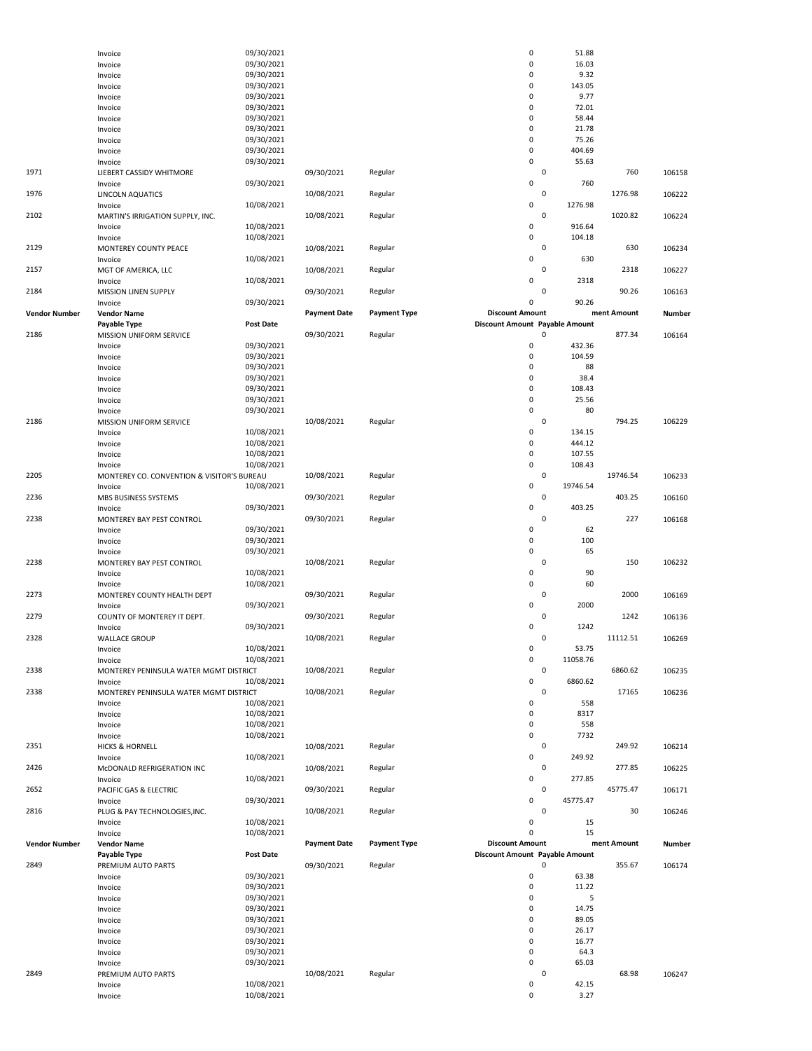| Vendor Number | Vendor Name | Payment Date | Payment Type | Discount Amount | Payment Amount | Number |
|---|---|---|---|---|---|---|
| | Payable Type | Post Date | | Discount Amount | Payable Amount | |
| | Invoice | 09/30/2021 | | 0 | 51.88 | |
| | Invoice | 09/30/2021 | | 0 | 16.03 | |
| | Invoice | 09/30/2021 | | 0 | 9.32 | |
| | Invoice | 09/30/2021 | | 0 | 143.05 | |
| | Invoice | 09/30/2021 | | 0 | 9.77 | |
| | Invoice | 09/30/2021 | | 0 | 72.01 | |
| | Invoice | 09/30/2021 | | 0 | 58.44 | |
| | Invoice | 09/30/2021 | | 0 | 21.78 | |
| | Invoice | 09/30/2021 | | 0 | 75.26 | |
| | Invoice | 09/30/2021 | | 0 | 404.69 | |
| | Invoice | 09/30/2021 | | 0 | 55.63 | |
| 1971 | LIEBERT CASSIDY WHITMORE | 09/30/2021 | Regular | 0 | 760 | 106158 |
| | Invoice | 09/30/2021 | | 0 | 760 | |
| 1976 | LINCOLN AQUATICS | 10/08/2021 | Regular | 0 | 1276.98 | 106222 |
| | Invoice | 10/08/2021 | | 0 | 1276.98 | |
| 2102 | MARTIN'S IRRIGATION SUPPLY, INC. | 10/08/2021 | Regular | 0 | 1020.82 | 106224 |
| | Invoice | 10/08/2021 | | 0 | 916.64 | |
| | Invoice | 10/08/2021 | | 0 | 104.18 | |
| 2129 | MONTEREY COUNTY PEACE | 10/08/2021 | Regular | 0 | 630 | 106234 |
| | Invoice | 10/08/2021 | | 0 | 630 | |
| 2157 | MGT OF AMERICA, LLC | 10/08/2021 | Regular | 0 | 2318 | 106227 |
| | Invoice | 10/08/2021 | | 0 | 2318 | |
| 2184 | MISSION LINEN SUPPLY | 09/30/2021 | Regular | 0 | 90.26 | 106163 |
| | Invoice | 09/30/2021 | | 0 | 90.26 | |

| Vendor Number | Vendor Name | Payment Date | Payment Type | Discount Amount | Payment Amount | Number |
|---|---|---|---|---|---|---|
| | Payable Type | Post Date | | Discount Amount | Payable Amount | |
| 2186 | MISSION UNIFORM SERVICE | 09/30/2021 | Regular | 0 | 877.34 | 106164 |
| | Invoice | 09/30/2021 | | 0 | 432.36 | |
| | Invoice | 09/30/2021 | | 0 | 104.59 | |
| | Invoice | 09/30/2021 | | 0 | 88 | |
| | Invoice | 09/30/2021 | | 0 | 38.4 | |
| | Invoice | 09/30/2021 | | 0 | 108.43 | |
| | Invoice | 09/30/2021 | | 0 | 25.56 | |
| | Invoice | 09/30/2021 | | 0 | 80 | |
| 2186 | MISSION UNIFORM SERVICE | 10/08/2021 | Regular | 0 | 794.25 | 106229 |
| | Invoice | 10/08/2021 | | 0 | 134.15 | |
| | Invoice | 10/08/2021 | | 0 | 444.12 | |
| | Invoice | 10/08/2021 | | 0 | 107.55 | |
| | Invoice | 10/08/2021 | | 0 | 108.43 | |
| 2205 | MONTEREY CO. CONVENTION & VISITOR'S BUREAU | 10/08/2021 | Regular | 0 | 19746.54 | 106233 |
| | Invoice | 10/08/2021 | | 0 | 19746.54 | |
| 2236 | MBS BUSINESS SYSTEMS | 09/30/2021 | Regular | 0 | 403.25 | 106160 |
| | Invoice | 09/30/2021 | | 0 | 403.25 | |
| 2238 | MONTEREY BAY PEST CONTROL | 09/30/2021 | Regular | 0 | 227 | 106168 |
| | Invoice | 09/30/2021 | | 0 | 62 | |
| | Invoice | 09/30/2021 | | 0 | 100 | |
| | Invoice | 09/30/2021 | | 0 | 65 | |
| 2238 | MONTEREY BAY PEST CONTROL | 10/08/2021 | Regular | 0 | 150 | 106232 |
| | Invoice | 10/08/2021 | | 0 | 90 | |
| | Invoice | 10/08/2021 | | 0 | 60 | |
| 2273 | MONTEREY COUNTY HEALTH DEPT | 09/30/2021 | Regular | 0 | 2000 | 106169 |
| | Invoice | 09/30/2021 | | 0 | 2000 | |
| 2279 | COUNTY OF MONTEREY IT DEPT. | 09/30/2021 | Regular | 0 | 1242 | 106136 |
| | Invoice | 09/30/2021 | | 0 | 1242 | |
| 2328 | WALLACE GROUP | 10/08/2021 | Regular | 0 | 11112.51 | 106269 |
| | Invoice | 10/08/2021 | | 0 | 53.75 | |
| | Invoice | 10/08/2021 | | 0 | 11058.76 | |
| 2338 | MONTEREY PENINSULA WATER MGMT DISTRICT | 10/08/2021 | Regular | 0 | 6860.62 | 106235 |
| | Invoice | 10/08/2021 | | 0 | 6860.62 | |
| 2338 | MONTEREY PENINSULA WATER MGMT DISTRICT | 10/08/2021 | Regular | 0 | 17165 | 106236 |
| | Invoice | 10/08/2021 | | 0 | 558 | |
| | Invoice | 10/08/2021 | | 0 | 8317 | |
| | Invoice | 10/08/2021 | | 0 | 558 | |
| | Invoice | 10/08/2021 | | 0 | 7732 | |
| 2351 | HICKS & HORNELL | 10/08/2021 | Regular | 0 | 249.92 | 106214 |
| | Invoice | 10/08/2021 | | 0 | 249.92 | |
| 2426 | McDONALD REFRIGERATION INC | 10/08/2021 | Regular | 0 | 277.85 | 106225 |
| | Invoice | 10/08/2021 | | 0 | 277.85 | |
| 2652 | PACIFIC GAS & ELECTRIC | 09/30/2021 | Regular | 0 | 45775.47 | 106171 |
| | Invoice | 09/30/2021 | | 0 | 45775.47 | |
| 2816 | PLUG & PAY TECHNOLOGIES,INC. | 10/08/2021 | Regular | 0 | 30 | 106246 |
| | Invoice | 10/08/2021 | | 0 | 15 | |
| | Invoice | 10/08/2021 | | 0 | 15 | |

| Vendor Number | Vendor Name | Payment Date | Payment Type | Discount Amount | Payment Amount | Number |
|---|---|---|---|---|---|---|
| | Payable Type | Post Date | | Discount Amount | Payable Amount | |
| 2849 | PREMIUM AUTO PARTS | 09/30/2021 | Regular | 0 | 355.67 | 106174 |
| | Invoice | 09/30/2021 | | 0 | 63.38 | |
| | Invoice | 09/30/2021 | | 0 | 11.22 | |
| | Invoice | 09/30/2021 | | 0 | 5 | |
| | Invoice | 09/30/2021 | | 0 | 14.75 | |
| | Invoice | 09/30/2021 | | 0 | 89.05 | |
| | Invoice | 09/30/2021 | | 0 | 26.17 | |
| | Invoice | 09/30/2021 | | 0 | 16.77 | |
| | Invoice | 09/30/2021 | | 0 | 64.3 | |
| | Invoice | 09/30/2021 | | 0 | 65.03 | |
| 2849 | PREMIUM AUTO PARTS | 10/08/2021 | Regular | 0 | 68.98 | 106247 |
| | Invoice | 10/08/2021 | | 0 | 42.15 | |
| | Invoice | 10/08/2021 | | 0 | 3.27 | |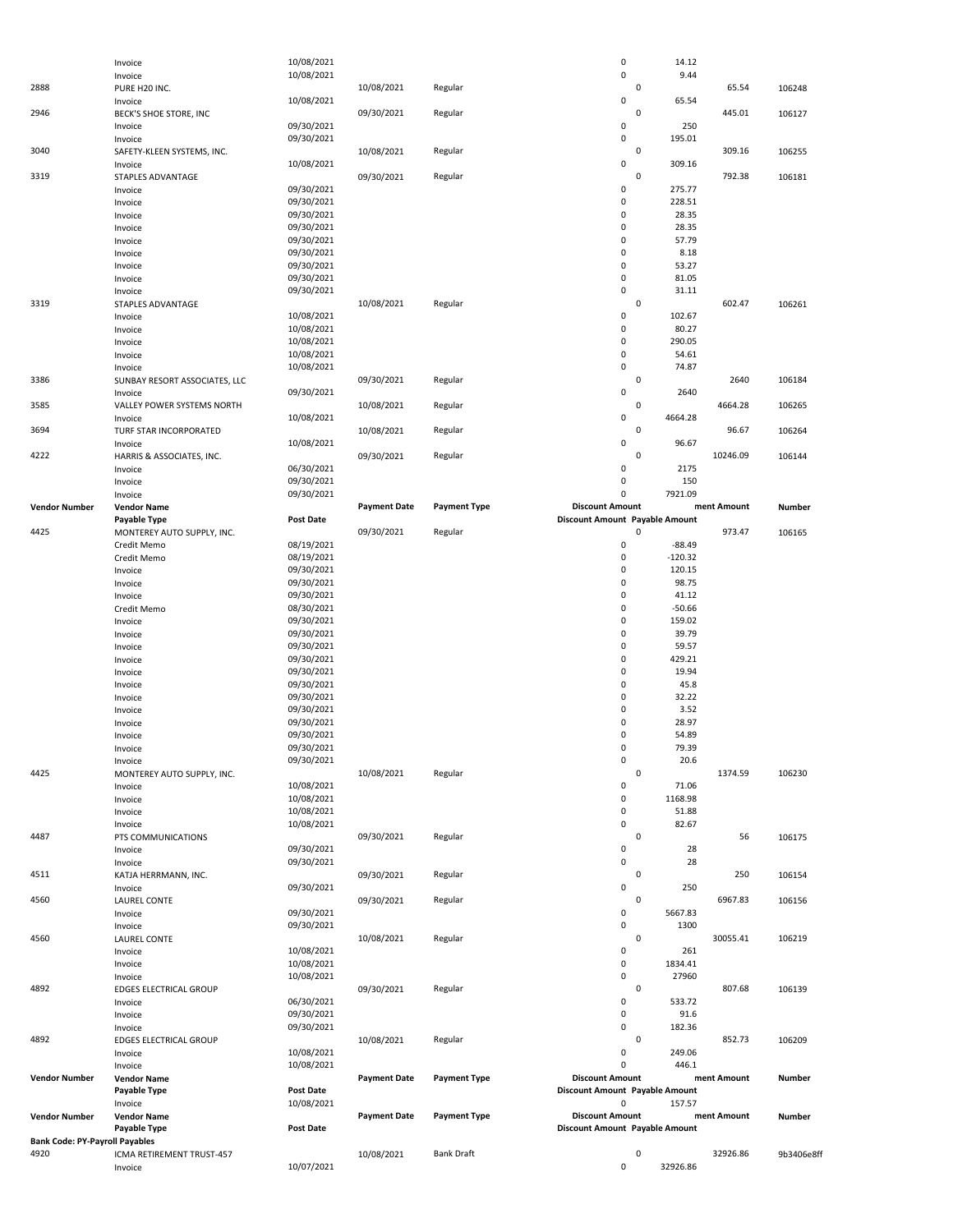| Vendor Number | Vendor Name | Post Date | Payment Date | Payment Type | Discount Amount | Payable Amount | Payment Amount | Number |
|---|---|---|---|---|---|---|---|---|
| | Invoice | 10/08/2021 | | | 0 | 14.12 | | |
| | Invoice | 10/08/2021 | | | 0 | 9.44 | | |
| 2888 | PURE H20 INC. | | 10/08/2021 | Regular | 0 | | 65.54 | 106248 |
| | Invoice | 10/08/2021 | | | 0 | 65.54 | | |
| 2946 | BECK'S SHOE STORE, INC | | 09/30/2021 | Regular | 0 | | 445.01 | 106127 |
| | Invoice | 09/30/2021 | | | 0 | 250 | | |
| | Invoice | 09/30/2021 | | | 0 | 195.01 | | |
| 3040 | SAFETY-KLEEN SYSTEMS, INC. | | 10/08/2021 | Regular | 0 | | 309.16 | 106255 |
| | Invoice | 10/08/2021 | | | 0 | 309.16 | | |
| 3319 | STAPLES ADVANTAGE | | 09/30/2021 | Regular | 0 | | 792.38 | 106181 |
| | Invoice | 09/30/2021 | | | 0 | 275.77 | | |
| | Invoice | 09/30/2021 | | | 0 | 228.51 | | |
| | Invoice | 09/30/2021 | | | 0 | 28.35 | | |
| | Invoice | 09/30/2021 | | | 0 | 28.35 | | |
| | Invoice | 09/30/2021 | | | 0 | 57.79 | | |
| | Invoice | 09/30/2021 | | | 0 | 8.18 | | |
| | Invoice | 09/30/2021 | | | 0 | 53.27 | | |
| | Invoice | 09/30/2021 | | | 0 | 81.05 | | |
| | Invoice | 09/30/2021 | | | 0 | 31.11 | | |
| 3319 | STAPLES ADVANTAGE | | 10/08/2021 | Regular | 0 | | 602.47 | 106261 |
| | Invoice | 10/08/2021 | | | 0 | 102.67 | | |
| | Invoice | 10/08/2021 | | | 0 | 80.27 | | |
| | Invoice | 10/08/2021 | | | 0 | 290.05 | | |
| | Invoice | 10/08/2021 | | | 0 | 54.61 | | |
| | Invoice | 10/08/2021 | | | 0 | 74.87 | | |
| 3386 | SUNBAY RESORT ASSOCIATES, LLC | | 09/30/2021 | Regular | 0 | | 2640 | 106184 |
| | Invoice | 09/30/2021 | | | 0 | 2640 | | |
| 3585 | VALLEY POWER SYSTEMS NORTH | | 10/08/2021 | Regular | 0 | | 4664.28 | 106265 |
| | Invoice | 10/08/2021 | | | 0 | 4664.28 | | |
| 3694 | TURF STAR INCORPORATED | | 10/08/2021 | Regular | 0 | | 96.67 | 106264 |
| | Invoice | 10/08/2021 | | | 0 | 96.67 | | |
| 4222 | HARRIS & ASSOCIATES, INC. | | 09/30/2021 | Regular | 0 | | 10246.09 | 106144 |
| | Invoice | 06/30/2021 | | | 0 | 2175 | | |
| | Invoice | 09/30/2021 | | | 0 | 150 | | |
| | Invoice | 09/30/2021 | | | 0 | 7921.09 | | |
| **Vendor Number** | **Vendor Name** | | **Payment Date** | **Payment Type** | **Discount Amount** | | **ment Amount** | **Number** |
| | **Payable Type** | **Post Date** | | | **Discount Amount** | **Payable Amount** | | |
| 4425 | MONTEREY AUTO SUPPLY, INC. | | 09/30/2021 | Regular | 0 | | 973.47 | 106165 |
| | Credit Memo | 08/19/2021 | | | 0 | -88.49 | | |
| | Credit Memo | 08/19/2021 | | | 0 | -120.32 | | |
| | Invoice | 09/30/2021 | | | 0 | 120.15 | | |
| | Invoice | 09/30/2021 | | | 0 | 98.75 | | |
| | Invoice | 09/30/2021 | | | 0 | 41.12 | | |
| | Credit Memo | 08/30/2021 | | | 0 | -50.66 | | |
| | Invoice | 09/30/2021 | | | 0 | 159.02 | | |
| | Invoice | 09/30/2021 | | | 0 | 39.79 | | |
| | Invoice | 09/30/2021 | | | 0 | 59.57 | | |
| | Invoice | 09/30/2021 | | | 0 | 429.21 | | |
| | Invoice | 09/30/2021 | | | 0 | 19.94 | | |
| | Invoice | 09/30/2021 | | | 0 | 45.8 | | |
| | Invoice | 09/30/2021 | | | 0 | 32.22 | | |
| | Invoice | 09/30/2021 | | | 0 | 3.52 | | |
| | Invoice | 09/30/2021 | | | 0 | 28.97 | | |
| | Invoice | 09/30/2021 | | | 0 | 54.89 | | |
| | Invoice | 09/30/2021 | | | 0 | 79.39 | | |
| | Invoice | 09/30/2021 | | | 0 | 20.6 | | |
| 4425 | MONTEREY AUTO SUPPLY, INC. | | 10/08/2021 | Regular | 0 | | 1374.59 | 106230 |
| | Invoice | 10/08/2021 | | | 0 | 71.06 | | |
| | Invoice | 10/08/2021 | | | 0 | 1168.98 | | |
| | Invoice | 10/08/2021 | | | 0 | 51.88 | | |
| | Invoice | 10/08/2021 | | | 0 | 82.67 | | |
| 4487 | PTS COMMUNICATIONS | | 09/30/2021 | Regular | 0 | | 56 | 106175 |
| | Invoice | 09/30/2021 | | | 0 | 28 | | |
| | Invoice | 09/30/2021 | | | 0 | 28 | | |
| 4511 | KATJA HERRMANN, INC. | | 09/30/2021 | Regular | 0 | | 250 | 106154 |
| | Invoice | 09/30/2021 | | | 0 | 250 | | |
| 4560 | LAUREL CONTE | | 09/30/2021 | Regular | 0 | | 6967.83 | 106156 |
| | Invoice | 09/30/2021 | | | 0 | 5667.83 | | |
| | Invoice | 09/30/2021 | | | 0 | 1300 | | |
| 4560 | LAUREL CONTE | | 10/08/2021 | Regular | 0 | | 30055.41 | 106219 |
| | Invoice | 10/08/2021 | | | 0 | 261 | | |
| | Invoice | 10/08/2021 | | | 0 | 1834.41 | | |
| | Invoice | 10/08/2021 | | | 0 | 27960 | | |
| 4892 | EDGES ELECTRICAL GROUP | | 09/30/2021 | Regular | 0 | | 807.68 | 106139 |
| | Invoice | 06/30/2021 | | | 0 | 533.72 | | |
| | Invoice | 09/30/2021 | | | 0 | 91.6 | | |
| | Invoice | 09/30/2021 | | | 0 | 182.36 | | |
| 4892 | EDGES ELECTRICAL GROUP | | 10/08/2021 | Regular | 0 | | 852.73 | 106209 |
| | Invoice | 10/08/2021 | | | 0 | 249.06 | | |
| | Invoice | 10/08/2021 | | | 0 | 446.1 | | |
| **Vendor Number** | **Vendor Name** | | **Payment Date** | **Payment Type** | **Discount Amount** | | **ment Amount** | **Number** |
| | **Payable Type** | **Post Date** | | | **Discount Amount** | **Payable Amount** | | |
| | Invoice | 10/08/2021 | | | 0 | 157.57 | | |
| **Vendor Number** | **Vendor Name** | | **Payment Date** | **Payment Type** | **Discount Amount** | | **ment Amount** | **Number** |
| | **Payable Type** | **Post Date** | | | **Discount Amount** | **Payable Amount** | | |
| **Bank Code: PY-Payroll Payables** | | | | | | | | |
| 4920 | ICMA RETIREMENT TRUST-457 | | 10/08/2021 | Bank Draft | 0 | | 32926.86 | 9b3406e8ff |
| | Invoice | 10/07/2021 | | | 0 | 32926.86 | | |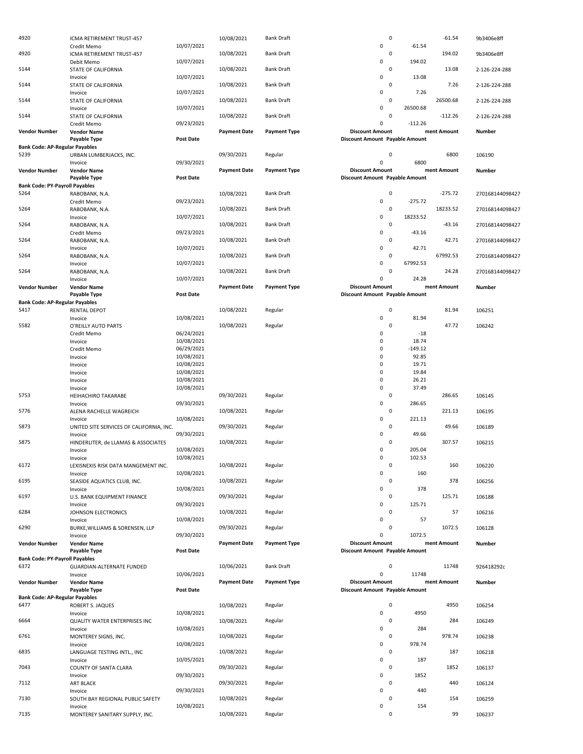| Vendor Number | Vendor Name | Post Date | Payment Date | Payment Type | Discount Amount | Payable Amount | Payment Amount | Number |
|---|---|---|---|---|---|---|---|---|
| 4920 | ICMA RETIREMENT TRUST-457 | | 10/08/2021 | Bank Draft | 0 | | -61.54 | 9b3406e8ff |
| | Credit Memo | 10/07/2021 | | | 0 | -61.54 | | |
| 4920 | ICMA RETIREMENT TRUST-457 | | 10/08/2021 | Bank Draft | 0 | | 194.02 | 9b3406e8ff |
| | Debit Memo | 10/07/2021 | | | 0 | 194.02 | | |
| 5144 | STATE OF CALIFORNIA | | 10/08/2021 | Bank Draft | 0 | | 13.08 | 2-126-224-288 |
| | Invoice | 10/07/2021 | | | 0 | 13.08 | | |
| 5144 | STATE OF CALIFORNIA | | 10/08/2021 | Bank Draft | 0 | | 7.26 | 2-126-224-288 |
| | Invoice | 10/07/2021 | | | 0 | 7.26 | | |
| 5144 | STATE OF CALIFORNIA | | 10/08/2021 | Bank Draft | 0 | | 26500.68 | 2-126-224-288 |
| | Invoice | 10/07/2021 | | | 0 | 26500.68 | | |
| 5144 | STATE OF CALIFORNIA | | 10/08/2021 | Bank Draft | 0 | | -112.26 | 2-126-224-288 |
| | Credit Memo | 09/23/2021 | | | 0 | -112.26 | | |

| Vendor Number | Vendor Name | Post Date | Payment Date | Payment Type | Discount Amount | Payable Amount | Payment Amount | Number |
|---|---|---|---|---|---|---|---|---|
| **Bank Code: AP-Regular Payables** | | | | | | | | |
| 5239 | URBAN LUMBERJACKS, INC. | | 09/30/2021 | Regular | 0 | | 6800 | 106190 |
| | Invoice | 09/30/2021 | | | 0 | 6800 | | |

| Vendor Number | Vendor Name | Post Date | Payment Date | Payment Type | Discount Amount | Payable Amount | Payment Amount | Number |
|---|---|---|---|---|---|---|---|---|
| **Bank Code: PY-Payroll Payables** | | | | | | | | |
| 5264 | RABOBANK, N.A. | | 10/08/2021 | Bank Draft | 0 | | -275.72 | 270168144098427 |
| | Credit Memo | 09/23/2021 | | | 0 | -275.72 | | |
| 5264 | RABOBANK, N.A. | | 10/08/2021 | Bank Draft | 0 | | 18233.52 | 270168144098427 |
| | Invoice | 10/07/2021 | | | 0 | 18233.52 | | |
| 5264 | RABOBANK, N.A. | | 10/08/2021 | Bank Draft | 0 | | -43.16 | 270168144098427 |
| | Credit Memo | 09/23/2021 | | | 0 | -43.16 | | |
| 5264 | RABOBANK, N.A. | | 10/08/2021 | Bank Draft | 0 | | 42.71 | 270168144098427 |
| | Invoice | 10/07/2021 | | | 0 | 42.71 | | |
| 5264 | RABOBANK, N.A. | | 10/08/2021 | Bank Draft | 0 | | 67992.53 | 270168144098427 |
| | Invoice | 10/07/2021 | | | 0 | 67992.53 | | |
| 5264 | RABOBANK, N.A. | | 10/08/2021 | Bank Draft | 0 | | 24.28 | 270168144098427 |
| | Invoice | 10/07/2021 | | | 0 | 24.28 | | |

| Vendor Number | Vendor Name | Post Date | Payment Date | Payment Type | Discount Amount | Payable Amount | Payment Amount | Number |
|---|---|---|---|---|---|---|---|---|
| **Bank Code: AP-Regular Payables** | | | | | | | | |
| 5417 | RENTAL DEPOT | | 10/08/2021 | Regular | 0 | | 81.94 | 106251 |
| | Invoice | 10/08/2021 | | | 0 | 81.94 | | |
| 5582 | O'REILLY AUTO PARTS | | 10/08/2021 | Regular | 0 | | 47.72 | 106242 |
| | Credit Memo | 06/24/2021 | | | 0 | -18 | | |
| | Invoice | 10/08/2021 | | | 0 | 18.74 | | |
| | Credit Memo | 06/29/2021 | | | 0 | -149.12 | | |
| | Invoice | 10/08/2021 | | | 0 | 92.85 | | |
| | Invoice | 10/08/2021 | | | 0 | 19.71 | | |
| | Invoice | 10/08/2021 | | | 0 | 19.84 | | |
| | Invoice | 10/08/2021 | | | 0 | 26.21 | | |
| | Invoice | 10/08/2021 | | | 0 | 37.49 | | |
| 5753 | HEIHACHIRO TAKARABE | | 09/30/2021 | Regular | 0 | | 286.65 | 106145 |
| | Invoice | 09/30/2021 | | | 0 | 286.65 | | |
| 5776 | ALENA RACHELLE WAGREICH | | 10/08/2021 | Regular | 0 | | 221.13 | 106195 |
| | Invoice | 10/08/2021 | | | 0 | 221.13 | | |
| 5873 | UNITED SITE SERVICES OF CALIFORNIA, INC. | | 09/30/2021 | Regular | 0 | | 49.66 | 106189 |
| | Invoice | 09/30/2021 | | | 0 | 49.66 | | |
| 5875 | HINDERLITER, de LLAMAS & ASSOCIATES | | 10/08/2021 | Regular | 0 | | 307.57 | 106215 |
| | Invoice | 10/08/2021 | | | 0 | 205.04 | | |
| | Invoice | 10/08/2021 | | | 0 | 102.53 | | |
| 6172 | LEXISNEXIS RISK DATA MANGEMENT INC. | | 10/08/2021 | Regular | 0 | | 160 | 106220 |
| | Invoice | 10/08/2021 | | | 0 | 160 | | |
| 6195 | SEASIDE AQUATICS CLUB, INC. | | 10/08/2021 | Regular | 0 | | 378 | 106256 |
| | Invoice | 10/08/2021 | | | 0 | 378 | | |
| 6197 | U.S. BANK EQUIPMENT FINANCE | | 09/30/2021 | Regular | 0 | | 125.71 | 106188 |
| | Invoice | 09/30/2021 | | | 0 | 125.71 | | |
| 6284 | JOHNSON ELECTRONICS | | 10/08/2021 | Regular | 0 | | 57 | 106216 |
| | Invoice | 10/08/2021 | | | 0 | 57 | | |
| 6290 | BURKE,WILLIAMS & SORENSEN, LLP | | 09/30/2021 | Regular | 0 | | 1072.5 | 106128 |
| | Invoice | 09/30/2021 | | | 0 | 1072.5 | | |

| Vendor Number | Vendor Name | Post Date | Payment Date | Payment Type | Discount Amount | Payable Amount | Payment Amount | Number |
|---|---|---|---|---|---|---|---|---|
| **Bank Code: PY-Payroll Payables** | | | | | | | | |
| 6372 | GUARDIAN-ALTERNATE FUNDED | | 10/06/2021 | Bank Draft | 0 | | 11748 | 926418292c |
| | Invoice | 10/06/2021 | | | 0 | 11748 | | |

| Vendor Number | Vendor Name | Post Date | Payment Date | Payment Type | Discount Amount | Payable Amount | Payment Amount | Number |
|---|---|---|---|---|---|---|---|---|
| **Bank Code: AP-Regular Payables** | | | | | | | | |
| 6477 | ROBERT S. JAQUES | | 10/08/2021 | Regular | 0 | | 4950 | 106254 |
| | Invoice | 10/08/2021 | | | 0 | 4950 | | |
| 6664 | QUALITY WATER ENTERPRISES INC | | 10/08/2021 | Regular | 0 | | 284 | 106249 |
| | Invoice | 10/08/2021 | | | 0 | 284 | | |
| 6761 | MONTEREY SIGNS, INC. | | 10/08/2021 | Regular | 0 | | 978.74 | 106238 |
| | Invoice | 10/08/2021 | | | 0 | 978.74 | | |
| 6835 | LANGUAGE TESTING INTL., INC | | 10/08/2021 | Regular | 0 | | 187 | 106218 |
| | Invoice | 10/05/2021 | | | 0 | 187 | | |
| 7043 | COUNTY OF SANTA CLARA | | 09/30/2021 | Regular | 0 | | 1852 | 106137 |
| | Invoice | 09/30/2021 | | | 0 | 1852 | | |
| 7112 | ART BLACK | | 09/30/2021 | Regular | 0 | | 440 | 106124 |
| | Invoice | 09/30/2021 | | | 0 | 440 | | |
| 7130 | SOUTH BAY REGIONAL PUBLIC SAFETY | | 10/08/2021 | Regular | 0 | | 154 | 106259 |
| | Invoice | 10/08/2021 | | | 0 | 154 | | |
| 7135 | MONTEREY SANITARY SUPPLY, INC. | | 10/08/2021 | Regular | 0 | | 99 | 106237 |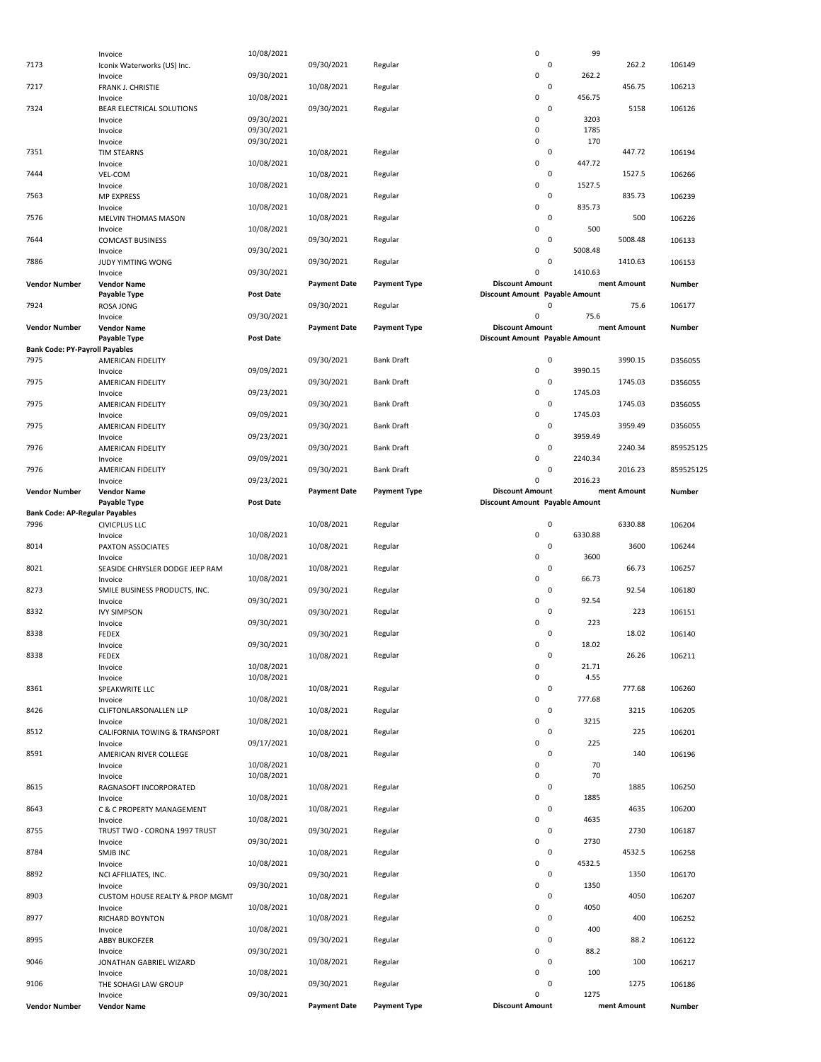| Vendor Number | Vendor Name | Post Date | Payment Date | Payment Type | Discount Amount | Payable Amount | Payment Amount | Number |
|---|---|---|---|---|---|---|---|---|
| | Invoice | 10/08/2021 | | | 0 | 99 | | |
| 7173 | Iconix Waterworks (US) Inc. | | 09/30/2021 | Regular | 0 | | 262.2 | 106149 |
| | Invoice | 09/30/2021 | | | 0 | 262.2 | | |
| 7217 | FRANK J. CHRISTIE | | 10/08/2021 | Regular | 0 | | 456.75 | 106213 |
| | Invoice | 10/08/2021 | | | 0 | 456.75 | | |
| 7324 | BEAR ELECTRICAL SOLUTIONS | | 09/30/2021 | Regular | 0 | | 5158 | 106126 |
| | Invoice | 09/30/2021 | | | 0 | 3203 | | |
| | Invoice | 09/30/2021 | | | 0 | 1785 | | |
| | Invoice | 09/30/2021 | | | 0 | 170 | | |
| 7351 | TIM STEARNS | | 10/08/2021 | Regular | 0 | | 447.72 | 106194 |
| | Invoice | 10/08/2021 | | | 0 | 447.72 | | |
| 7444 | VEL-COM | | 10/08/2021 | Regular | 0 | | 1527.5 | 106266 |
| | Invoice | 10/08/2021 | | | 0 | 1527.5 | | |
| 7563 | MP EXPRESS | | 10/08/2021 | Regular | 0 | | 835.73 | 106239 |
| | Invoice | 10/08/2021 | | | 0 | 835.73 | | |
| 7576 | MELVIN THOMAS MASON | | 10/08/2021 | Regular | 0 | | 500 | 106226 |
| | Invoice | 10/08/2021 | | | 0 | 500 | | |
| 7644 | COMCAST BUSINESS | | 09/30/2021 | Regular | 0 | | 5008.48 | 106133 |
| | Invoice | 09/30/2021 | | | 0 | 5008.48 | | |
| 7886 | JUDY YIMTING WONG | | 09/30/2021 | Regular | 0 | | 1410.63 | 106153 |
| | Invoice | 09/30/2021 | | | 0 | 1410.63 | | |
| 7924 | ROSA JONG | | 09/30/2021 | Regular | 0 | | 75.6 | 106177 |
| | Invoice | 09/30/2021 | | | 0 | 75.6 | | |

**Bank Code: PY-Payroll Payables**

| Vendor Number | Vendor Name | Post Date | Payment Date | Payment Type | Discount Amount | Payable Amount | Payment Amount | Number |
|---|---|---|---|---|---|---|---|---|
| 7975 | AMERICAN FIDELITY | | 09/30/2021 | Bank Draft | 0 | | 3990.15 | D356055 |
| | Invoice | 09/09/2021 | | | 0 | 3990.15 | | |
| 7975 | AMERICAN FIDELITY | | 09/30/2021 | Bank Draft | 0 | | 1745.03 | D356055 |
| | Invoice | 09/23/2021 | | | 0 | 1745.03 | | |
| 7975 | AMERICAN FIDELITY | | 09/30/2021 | Bank Draft | 0 | | 1745.03 | D356055 |
| | Invoice | 09/09/2021 | | | 0 | 1745.03 | | |
| 7975 | AMERICAN FIDELITY | | 09/30/2021 | Bank Draft | 0 | | 3959.49 | D356055 |
| | Invoice | 09/23/2021 | | | 0 | 3959.49 | | |
| 7976 | AMERICAN FIDELITY | | 09/30/2021 | Bank Draft | 0 | | 2240.34 | 859525125 |
| | Invoice | 09/09/2021 | | | 0 | 2240.34 | | |
| 7976 | AMERICAN FIDELITY | | 09/30/2021 | Bank Draft | 0 | | 2016.23 | 859525125 |
| | Invoice | 09/23/2021 | | | 0 | 2016.23 | | |

**Bank Code: AP-Regular Payables**

| Vendor Number | Vendor Name | Post Date | Payment Date | Payment Type | Discount Amount | Payable Amount | Payment Amount | Number |
|---|---|---|---|---|---|---|---|---|
| 7996 | CIVICPLUS LLC | | 10/08/2021 | Regular | 0 | | 6330.88 | 106204 |
| | Invoice | 10/08/2021 | | | 0 | 6330.88 | | |
| 8014 | PAXTON ASSOCIATES | | 10/08/2021 | Regular | 0 | | 3600 | 106244 |
| | Invoice | 10/08/2021 | | | 0 | 3600 | | |
| 8021 | SEASIDE CHRYSLER DODGE JEEP RAM | | 10/08/2021 | Regular | 0 | | 66.73 | 106257 |
| | Invoice | 10/08/2021 | | | 0 | 66.73 | | |
| 8273 | SMILE BUSINESS PRODUCTS, INC. | | 09/30/2021 | Regular | 0 | | 92.54 | 106180 |
| | Invoice | 09/30/2021 | | | 0 | 92.54 | | |
| 8332 | IVY SIMPSON | | 09/30/2021 | Regular | 0 | | 223 | 106151 |
| | Invoice | 09/30/2021 | | | 0 | 223 | | |
| 8338 | FEDEX | | 09/30/2021 | Regular | 0 | | 18.02 | 106140 |
| | Invoice | 09/30/2021 | | | 0 | 18.02 | | |
| 8338 | FEDEX | | 10/08/2021 | Regular | 0 | | 26.26 | 106211 |
| | Invoice | 10/08/2021 | | | 0 | 21.71 | | |
| | Invoice | 10/08/2021 | | | 0 | 4.55 | | |
| 8361 | SPEAKWRITE LLC | | 10/08/2021 | Regular | 0 | | 777.68 | 106260 |
| | Invoice | 10/08/2021 | | | 0 | 777.68 | | |
| 8426 | CLIFTONLARSONALLEN LLP | | 10/08/2021 | Regular | 0 | | 3215 | 106205 |
| | Invoice | 10/08/2021 | | | 0 | 3215 | | |
| 8512 | CALIFORNIA TOWING & TRANSPORT | | 10/08/2021 | Regular | 0 | | 225 | 106201 |
| | Invoice | 09/17/2021 | | | 0 | 225 | | |
| 8591 | AMERICAN RIVER COLLEGE | | 10/08/2021 | Regular | 0 | | 140 | 106196 |
| | Invoice | 10/08/2021 | | | 0 | 70 | | |
| | Invoice | 10/08/2021 | | | 0 | 70 | | |
| 8615 | RAGNASOFT INCORPORATED | | 10/08/2021 | Regular | 0 | | 1885 | 106250 |
| | Invoice | 10/08/2021 | | | 0 | 1885 | | |
| 8643 | C & C PROPERTY MANAGEMENT | | 10/08/2021 | Regular | 0 | | 4635 | 106200 |
| | Invoice | 10/08/2021 | | | 0 | 4635 | | |
| 8755 | TRUST TWO - CORONA 1997 TRUST | | 09/30/2021 | Regular | 0 | | 2730 | 106187 |
| | Invoice | 09/30/2021 | | | 0 | 2730 | | |
| 8784 | SMJB INC | | 10/08/2021 | Regular | 0 | | 4532.5 | 106258 |
| | Invoice | 10/08/2021 | | | 0 | 4532.5 | | |
| 8892 | NCI AFFILIATES, INC. | | 09/30/2021 | Regular | 0 | | 1350 | 106170 |
| | Invoice | 09/30/2021 | | | 0 | 1350 | | |
| 8903 | CUSTOM HOUSE REALTY & PROP MGMT | | 10/08/2021 | Regular | 0 | | 4050 | 106207 |
| | Invoice | 10/08/2021 | | | 0 | 4050 | | |
| 8977 | RICHARD BOYNTON | | 10/08/2021 | Regular | 0 | | 400 | 106252 |
| | Invoice | 10/08/2021 | | | 0 | 400 | | |
| 8995 | ABBY BUKOFZER | | 09/30/2021 | Regular | 0 | | 88.2 | 106122 |
| | Invoice | 09/30/2021 | | | 0 | 88.2 | | |
| 9046 | JONATHAN GABRIEL WIZARD | | 10/08/2021 | Regular | 0 | | 100 | 106217 |
| | Invoice | 10/08/2021 | | | 0 | 100 | | |
| 9106 | THE SOHAGI LAW GROUP | | 09/30/2021 | Regular | 0 | | 1275 | 106186 |
| | Invoice | 09/30/2021 | | | 0 | 1275 | | |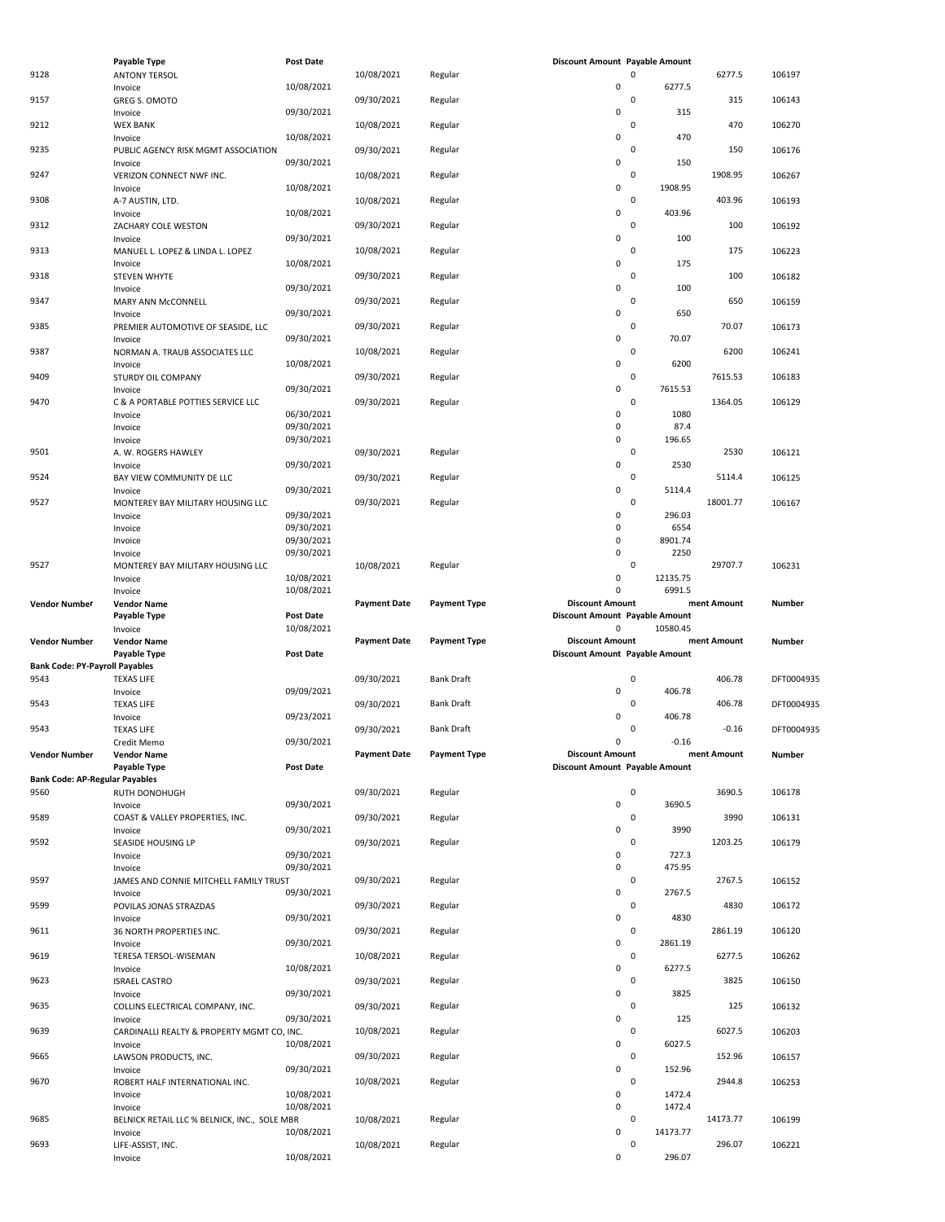| Vendor Number | Vendor Name / Payable Type | Post Date | Payment Date | Payment Type | Discount Amount | Payable Amount | Payment Amount | Number |
|---|---|---|---|---|---|---|---|---|
| 9128 | ANTONY TERSOL | | 10/08/2021 | Regular | 0 | | 6277.5 | 106197 |
| | Invoice | 10/08/2021 | | | 0 | 6277.5 | | |
| 9157 | GREG S. OMOTO | | 09/30/2021 | Regular | 0 | | 315 | 106143 |
| | Invoice | 09/30/2021 | | | 0 | 315 | | |
| 9212 | WEX BANK | | 10/08/2021 | Regular | 0 | | 470 | 106270 |
| | Invoice | 10/08/2021 | | | 0 | 470 | | |
| 9235 | PUBLIC AGENCY RISK MGMT ASSOCIATION | | 09/30/2021 | Regular | 0 | | 150 | 106176 |
| | Invoice | 09/30/2021 | | | 0 | 150 | | |
| 9247 | VERIZON CONNECT NWF INC. | | 10/08/2021 | Regular | 0 | | 1908.95 | 106267 |
| | Invoice | 10/08/2021 | | | 0 | 1908.95 | | |
| 9308 | A-7 AUSTIN, LTD. | | 10/08/2021 | Regular | 0 | | 403.96 | 106193 |
| | Invoice | 10/08/2021 | | | 0 | 403.96 | | |
| 9312 | ZACHARY COLE WESTON | | 09/30/2021 | Regular | 0 | | 100 | 106192 |
| | Invoice | 09/30/2021 | | | 0 | 100 | | |
| 9313 | MANUEL L. LOPEZ & LINDA L. LOPEZ | | 10/08/2021 | Regular | 0 | | 175 | 106223 |
| | Invoice | 10/08/2021 | | | 0 | 175 | | |
| 9318 | STEVEN WHYTE | | 09/30/2021 | Regular | 0 | | 100 | 106182 |
| | Invoice | 09/30/2021 | | | 0 | 100 | | |
| 9347 | MARY ANN McCONNELL | | 09/30/2021 | Regular | 0 | | 650 | 106159 |
| | Invoice | 09/30/2021 | | | 0 | 650 | | |
| 9385 | PREMIER AUTOMOTIVE OF SEASIDE, LLC | | 09/30/2021 | Regular | 0 | | 70.07 | 106173 |
| | Invoice | 09/30/2021 | | | 0 | 70.07 | | |
| 9387 | NORMAN A. TRAUB ASSOCIATES LLC | | 10/08/2021 | Regular | 0 | | 6200 | 106241 |
| | Invoice | 10/08/2021 | | | 0 | 6200 | | |
| 9409 | STURDY OIL COMPANY | | 09/30/2021 | Regular | 0 | | 7615.53 | 106183 |
| | Invoice | 09/30/2021 | | | 0 | 7615.53 | | |
| 9470 | C & A PORTABLE POTTIES SERVICE LLC | | 09/30/2021 | Regular | 0 | | 1364.05 | 106129 |
| | Invoice | 06/30/2021 | | | 0 | 1080 | | |
| | Invoice | 09/30/2021 | | | 0 | 87.4 | | |
| | Invoice | 09/30/2021 | | | 0 | 196.65 | | |
| 9501 | A. W. ROGERS HAWLEY | | 09/30/2021 | Regular | 0 | | 2530 | 106121 |
| | Invoice | 09/30/2021 | | | 0 | 2530 | | |
| 9524 | BAY VIEW COMMUNITY DE LLC | | 09/30/2021 | Regular | 0 | | 5114.4 | 106125 |
| | Invoice | 09/30/2021 | | | 0 | 5114.4 | | |
| 9527 | MONTEREY BAY MILITARY HOUSING LLC | | 09/30/2021 | Regular | 0 | | 18001.77 | 106167 |
| | Invoice | 09/30/2021 | | | 0 | 296.03 | | |
| | Invoice | 09/30/2021 | | | 0 | 6554 | | |
| | Invoice | 09/30/2021 | | | 0 | 8901.74 | | |
| | Invoice | 09/30/2021 | | | 0 | 2250 | | |
| 9527 | MONTEREY BAY MILITARY HOUSING LLC | | 10/08/2021 | Regular | 0 | | 29707.7 | 106231 |
| | Invoice | 10/08/2021 | | | 0 | 12135.75 | | |
| | Invoice | 10/08/2021 | | | 0 | 6991.5 | | |
| | Invoice | 10/08/2021 | | | 0 | 10580.45 | | |

**Bank Code: PY-Payroll Payables**

| Vendor Number | Vendor Name / Payable Type | Post Date | Payment Date | Payment Type | Discount Amount | Payable Amount | Payment Amount | Number |
|---|---|---|---|---|---|---|---|---|
| 9543 | TEXAS LIFE | | 09/30/2021 | Bank Draft | 0 | | 406.78 | DFT0004935 |
| | Invoice | 09/09/2021 | | | 0 | 406.78 | | |
| 9543 | TEXAS LIFE | | 09/30/2021 | Bank Draft | 0 | | 406.78 | DFT0004935 |
| | Invoice | 09/23/2021 | | | 0 | 406.78 | | |
| 9543 | TEXAS LIFE | | 09/30/2021 | Bank Draft | 0 | | -0.16 | DFT0004935 |
| | Credit Memo | 09/30/2021 | | | 0 | -0.16 | | |

**Bank Code: AP-Regular Payables**

| Vendor Number | Vendor Name / Payable Type | Post Date | Payment Date | Payment Type | Discount Amount | Payable Amount | Payment Amount | Number |
|---|---|---|---|---|---|---|---|---|
| 9560 | RUTH DONOHUGH | | 09/30/2021 | Regular | 0 | | 3690.5 | 106178 |
| | Invoice | 09/30/2021 | | | 0 | 3690.5 | | |
| 9589 | COAST & VALLEY PROPERTIES, INC. | | 09/30/2021 | Regular | 0 | | 3990 | 106131 |
| | Invoice | 09/30/2021 | | | 0 | 3990 | | |
| 9592 | SEASIDE HOUSING LP | | 09/30/2021 | Regular | 0 | | 1203.25 | 106179 |
| | Invoice | 09/30/2021 | | | 0 | 727.3 | | |
| | Invoice | 09/30/2021 | | | 0 | 475.95 | | |
| 9597 | JAMES AND CONNIE MITCHELL FAMILY TRUST | | 09/30/2021 | Regular | 0 | | 2767.5 | 106152 |
| | Invoice | 09/30/2021 | | | 0 | 2767.5 | | |
| 9599 | POVILAS JONAS STRAZDAS | | 09/30/2021 | Regular | 0 | | 4830 | 106172 |
| | Invoice | 09/30/2021 | | | 0 | 4830 | | |
| 9611 | 36 NORTH PROPERTIES INC. | | 09/30/2021 | Regular | 0 | | 2861.19 | 106120 |
| | Invoice | 09/30/2021 | | | 0 | 2861.19 | | |
| 9619 | TERESA TERSOL-WISEMAN | | 10/08/2021 | Regular | 0 | | 6277.5 | 106262 |
| | Invoice | 10/08/2021 | | | 0 | 6277.5 | | |
| 9623 | ISRAEL CASTRO | | 09/30/2021 | Regular | 0 | | 3825 | 106150 |
| | Invoice | 09/30/2021 | | | 0 | 3825 | | |
| 9635 | COLLINS ELECTRICAL COMPANY, INC. | | 09/30/2021 | Regular | 0 | | 125 | 106132 |
| | Invoice | 09/30/2021 | | | 0 | 125 | | |
| 9639 | CARDINALLI REALTY & PROPERTY MGMT CO, INC. | | 10/08/2021 | Regular | 0 | | 6027.5 | 106203 |
| | Invoice | 10/08/2021 | | | 0 | 6027.5 | | |
| 9665 | LAWSON PRODUCTS, INC. | | 09/30/2021 | Regular | 0 | | 152.96 | 106157 |
| | Invoice | 09/30/2021 | | | 0 | 152.96 | | |
| 9670 | ROBERT HALF INTERNATIONAL INC. | | 10/08/2021 | Regular | 0 | | 2944.8 | 106253 |
| | Invoice | 10/08/2021 | | | 0 | 1472.4 | | |
| | Invoice | 10/08/2021 | | | 0 | 1472.4 | | |
| 9685 | BELNICK RETAIL LLC % BELNICK, INC., SOLE MBR | | 10/08/2021 | Regular | 0 | | 14173.77 | 106199 |
| | Invoice | 10/08/2021 | | | 0 | 14173.77 | | |
| 9693 | LIFE-ASSIST, INC. | | 10/08/2021 | Regular | 0 | | 296.07 | 106221 |
| | Invoice | 10/08/2021 | | | 0 | 296.07 | | |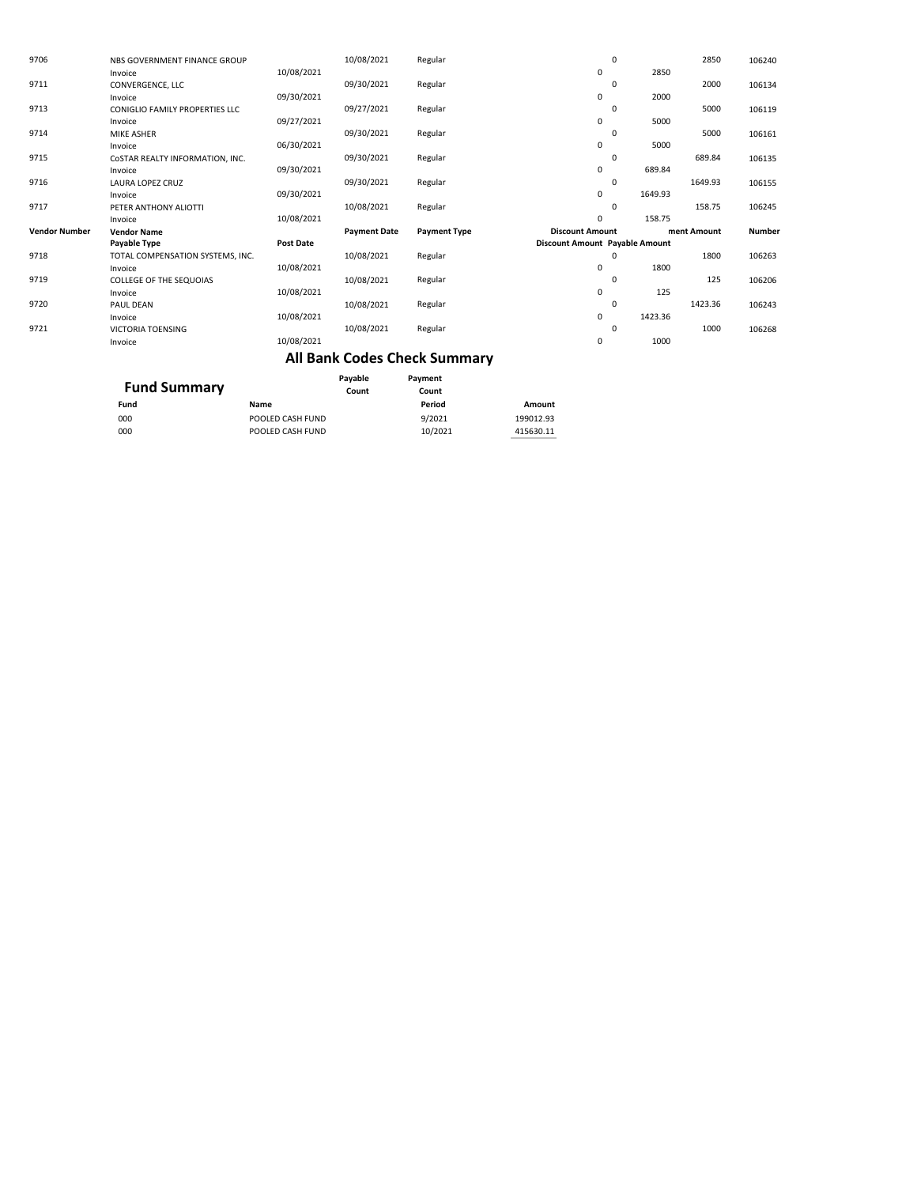| Vendor Number | Vendor Name / Payable Type | Post Date | Payment Date | Payment Type | Discount Amount | Payable Amount | Payment Amount | Number |
|---|---|---|---|---|---|---|---|---|
| 9706 | NBS GOVERNMENT FINANCE GROUP | | 10/08/2021 | Regular | 0 | | 2850 | 106240 |
| | Invoice | 10/08/2021 | | | 0 | 2850 | | |
| 9711 | CONVERGENCE, LLC | | 09/30/2021 | Regular | 0 | | 2000 | 106134 |
| | Invoice | 09/30/2021 | | | 0 | 2000 | | |
| 9713 | CONIGLIO FAMILY PROPERTIES LLC | | 09/27/2021 | Regular | 0 | | 5000 | 106119 |
| | Invoice | 09/27/2021 | | | 0 | 5000 | | |
| 9714 | MIKE ASHER | | 09/30/2021 | Regular | 0 | | 5000 | 106161 |
| | Invoice | 06/30/2021 | | | 0 | 5000 | | |
| 9715 | CoSTAR REALTY INFORMATION, INC. | | 09/30/2021 | Regular | 0 | | 689.84 | 106135 |
| | Invoice | 09/30/2021 | | | 0 | 689.84 | | |
| 9716 | LAURA LOPEZ CRUZ | | 09/30/2021 | Regular | 0 | | 1649.93 | 106155 |
| | Invoice | 09/30/2021 | | | 0 | 1649.93 | | |
| 9717 | PETER ANTHONY ALIOTTI | | 10/08/2021 | Regular | 0 | | 158.75 | 106245 |
| | Invoice | 10/08/2021 | | | 0 | 158.75 | | |
| **Vendor Number** | **Vendor Name** | | **Payment Date** | **Payment Type** | **Discount Amount** | | **ment Amount** | **Number** |
| | **Payable Type** | **Post Date** | | | **Discount Amount** | **Payable Amount** | | |
| 9718 | TOTAL COMPENSATION SYSTEMS, INC. | | 10/08/2021 | Regular | 0 | | 1800 | 106263 |
| | Invoice | 10/08/2021 | | | 0 | 1800 | | |
| 9719 | COLLEGE OF THE SEQUOIAS | | 10/08/2021 | Regular | 0 | | 125 | 106206 |
| | Invoice | 10/08/2021 | | | 0 | 125 | | |
| 9720 | PAUL DEAN | | 10/08/2021 | Regular | 0 | | 1423.36 | 106243 |
| | Invoice | 10/08/2021 | | | 0 | 1423.36 | | |
| 9721 | VICTORIA TOENSING | | 10/08/2021 | Regular | 0 | | 1000 | 106268 |
| | Invoice | 10/08/2021 | | | 0 | 1000 | | |

## All Bank Codes Check Summary

### Fund Summary

| Fund | Name | Payable Count | Payment Count / Period | Amount |
|---|---|---|---|---|
| 000 | POOLED CASH FUND | | 9/2021 | 199012.93 |
| 000 | POOLED CASH FUND | | 10/2021 | 415630.11 |